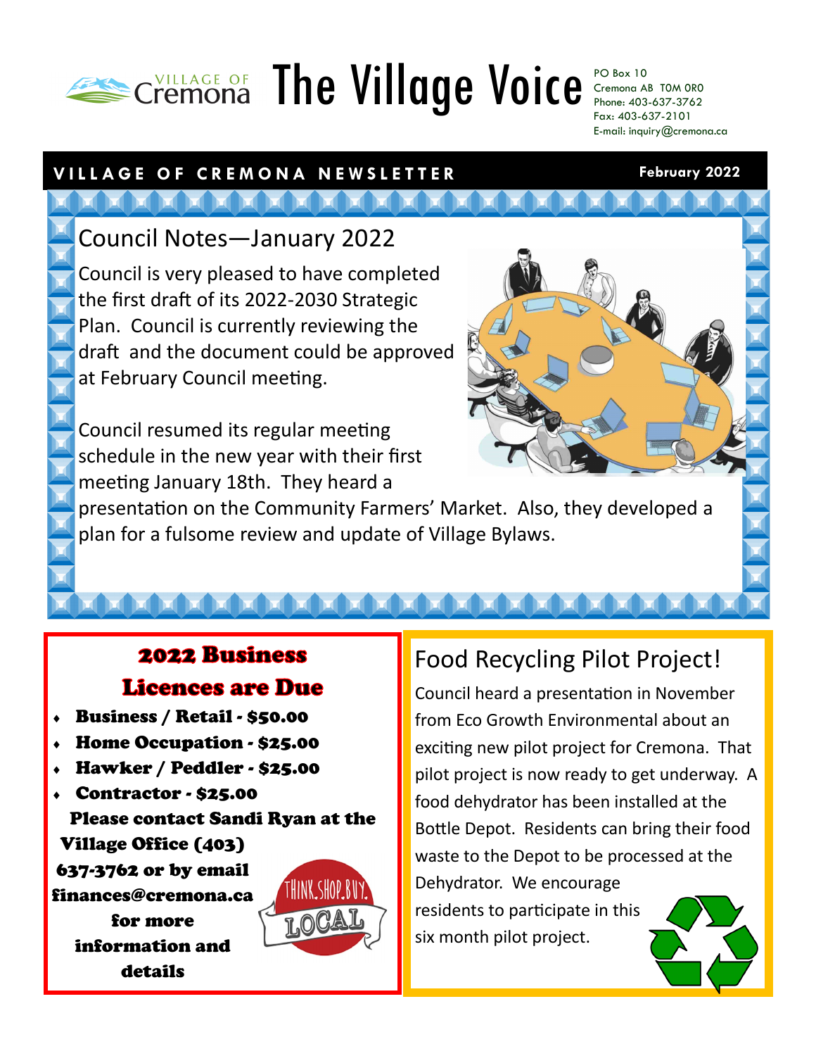# The Village Voice

VILLAGE OF Cremona

PO Box 10
Cremona AB T0M 0R0
Phone: 403-637-3762
Fax: 403-637-2101
E-mail: inquiry@cremona.ca

**VILLAGE OF CREMONA NEWSLETTER** — **February 2022**

## Council Notes—January 2022

Council is very pleased to have completed the first draft of its 2022-2030 Strategic Plan. Council is currently reviewing the draft and the document could be approved at February Council meeting.

Council resumed its regular meeting schedule in the new year with their first meeting January 18th. They heard a presentation on the Community Farmers' Market. Also, they developed a plan for a fulsome review and update of Village Bylaws.

## 2022 Business Licences are Due

- **Business / Retail - $50.00**
- **Home Occupation - $25.00**
- **Hawker / Peddler - $25.00**
- **Contractor - $25.00**

**Please contact Sandi Ryan at the Village Office (403) 637-3762 or by email finances@cremona.ca for more information and details**

THINK.SHOP.BUY. LOCAL

## Food Recycling Pilot Project!

Council heard a presentation in November from Eco Growth Environmental about an exciting new pilot project for Cremona. That pilot project is now ready to get underway. A food dehydrator has been installed at the Bottle Depot. Residents can bring their food waste to the Depot to be processed at the Dehydrator. We encourage residents to participate in this six month pilot project.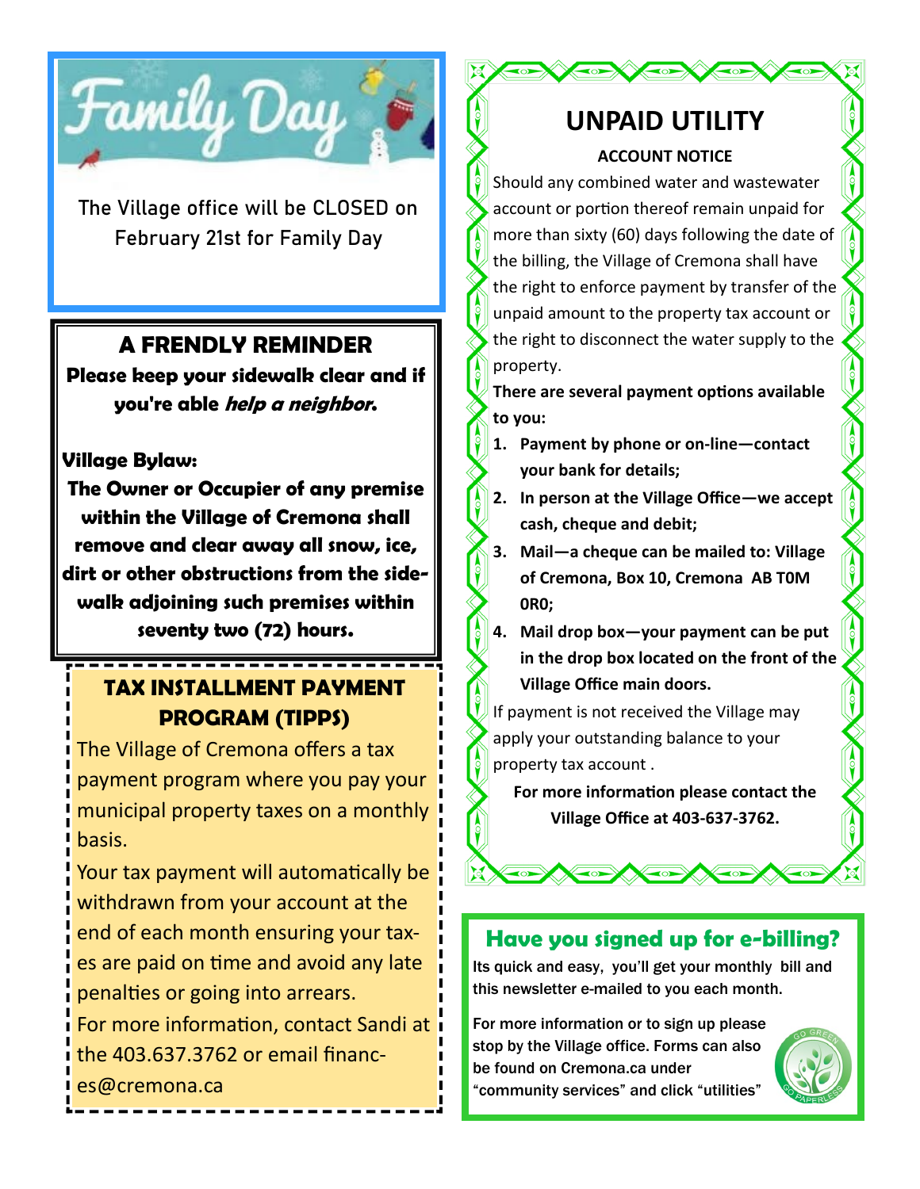# Family Day

The Village office will be CLOSED on February 21st for Family Day

## A FRENDLY REMINDER

**Please keep your sidewalk clear and if you're able *help a neighbor*.**

**Village Bylaw:**

**The Owner or Occupier of any premise within the Village of Cremona shall remove and clear away all snow, ice, dirt or other obstructions from the sidewalk adjoining such premises within seventy two (72) hours.**

## TAX INSTALLMENT PAYMENT PROGRAM (TIPPS)

The Village of Cremona offers a tax payment program where you pay your municipal property taxes on a monthly basis.

Your tax payment will automatically be withdrawn from your account at the end of each month ensuring your taxes are paid on time and avoid any late penalties or going into arrears.

For more information, contact Sandi at the 403.637.3762 or email finances@cremona.ca

## UNPAID UTILITY

**ACCOUNT NOTICE**

Should any combined water and wastewater account or portion thereof remain unpaid for more than sixty (60) days following the date of the billing, the Village of Cremona shall have the right to enforce payment by transfer of the unpaid amount to the property tax account or the right to disconnect the water supply to the property.

**There are several payment options available to you:**

1. **Payment by phone or on-line—contact your bank for details;**
2. **In person at the Village Office—we accept cash, cheque and debit;**
3. **Mail—a cheque can be mailed to: Village of Cremona, Box 10, Cremona AB T0M 0R0;**
4. **Mail drop box—your payment can be put in the drop box located on the front of the Village Office main doors.**

If payment is not received the Village may apply your outstanding balance to your property tax account .

**For more information please contact the Village Office at 403-637-3762.**

## Have you signed up for e-billing?

Its quick and easy, you'll get your monthly bill and this newsletter e-mailed to you each month.

For more information or to sign up please stop by the Village office. Forms can also be found on Cremona.ca under "community services" and click "utilities"